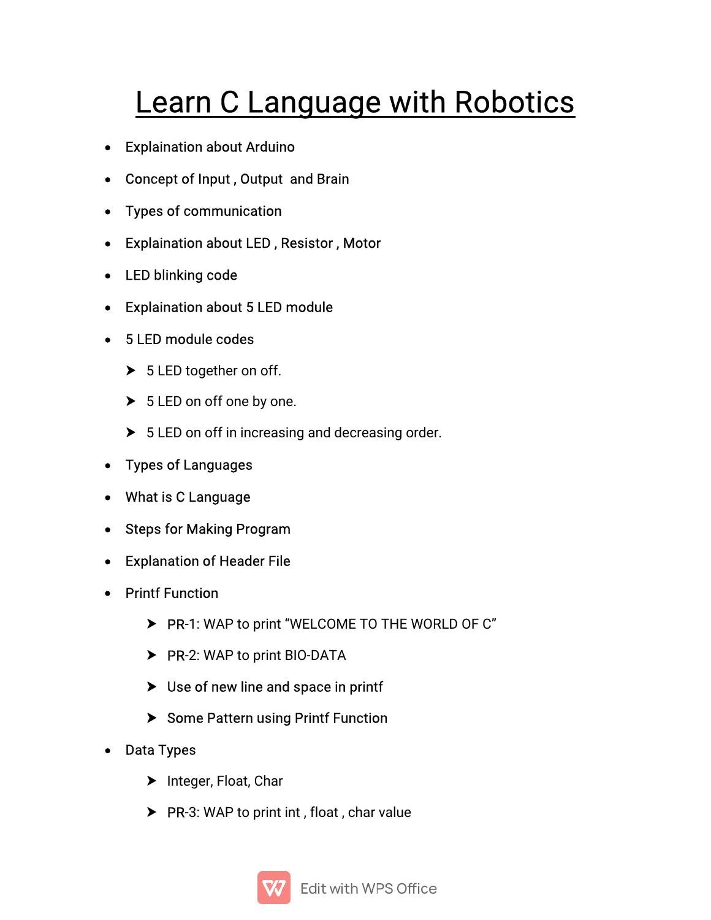# Learn C Language with Robotics

- Explaination about Arduino
- Concept of Input , Output  and Brain
- Types of communication
- Explaination about LED , Resistor , Motor
- LED blinking code
- Explaination about 5 LED module
- 5 LED module codes
  - 5 LED together on off.
  - 5 LED on off one by one.
  - 5 LED on off in increasing and decreasing order.
- Types of Languages
- What is C Language
- Steps for Making Program
- Explanation of Header File
- Printf Function
  - PR-1: WAP to print “WELCOME TO THE WORLD OF C”
  - PR-2: WAP to print BIO-DATA
  - Use of new line and space in printf
  - Some Pattern using Printf Function
- Data Types
  - Integer, Float, Char
  - PR-3: WAP to print int , float , char value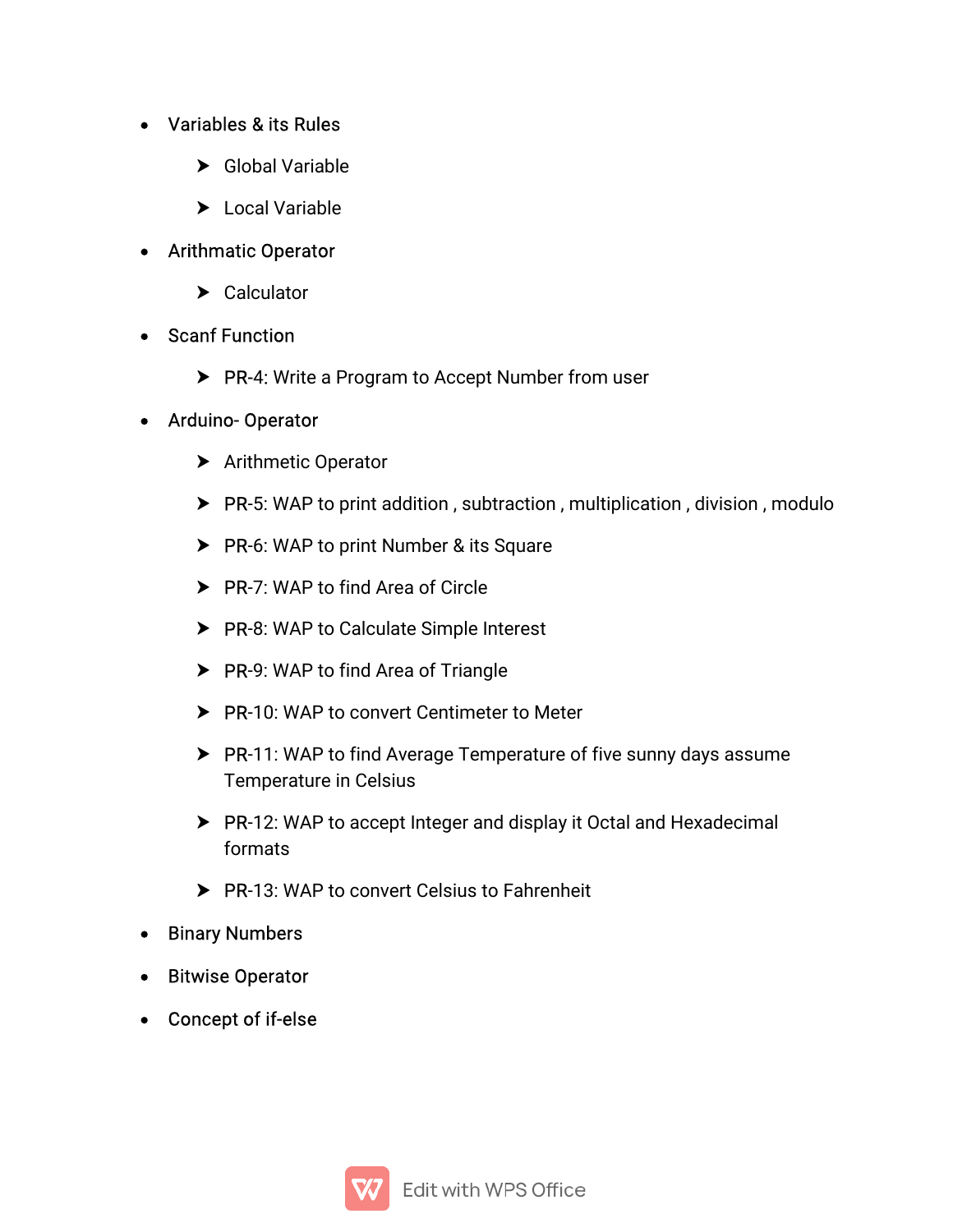- Variables & its Rules
  - Global Variable
  - Local Variable
- Arithmatic Operator
  - Calculator
- Scanf Function
  - PR-4: Write a Program to Accept Number from user
- Arduino- Operator
  - Arithmetic Operator
  - PR-5: WAP to print addition , subtraction , multiplication , division , modulo
  - PR-6: WAP to print Number & its Square
  - PR-7: WAP to find Area of Circle
  - PR-8: WAP to Calculate Simple Interest
  - PR-9: WAP to find Area of Triangle
  - PR-10: WAP to convert Centimeter to Meter
  - PR-11: WAP to find Average Temperature of five sunny days assume Temperature in Celsius
  - PR-12: WAP to accept Integer and display it Octal and Hexadecimal formats
  - PR-13: WAP to convert Celsius to Fahrenheit
- Binary Numbers
- Bitwise Operator
- Concept of if-else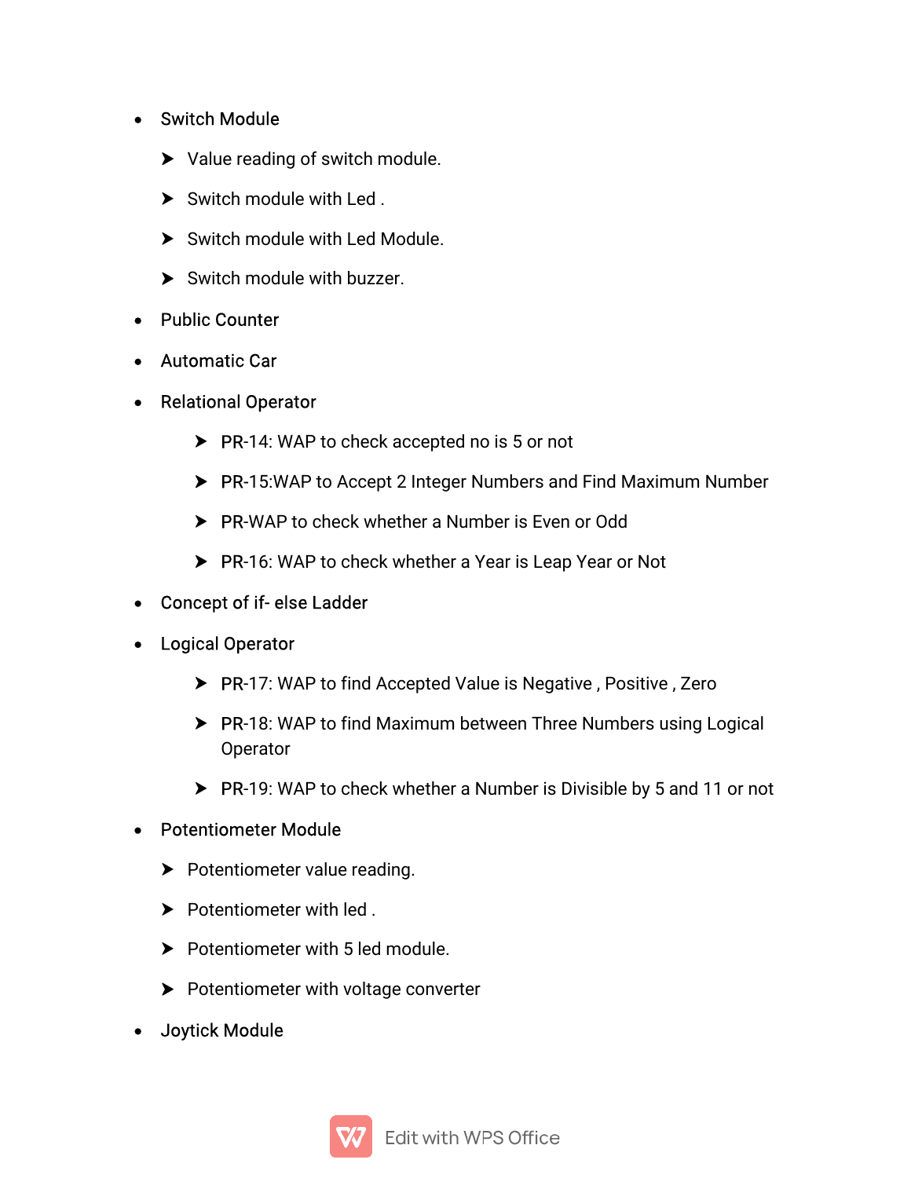- Switch Module
  - Value reading of switch module.
  - Switch module with Led .
  - Switch module with Led Module.
  - Switch module with buzzer.
- Public Counter
- Automatic Car
- Relational Operator
  - PR-14: WAP to check accepted no is 5 or not
  - PR-15:WAP to Accept 2 Integer Numbers and Find Maximum Number
  - PR-WAP to check whether a Number is Even or Odd
  - PR-16: WAP to check whether a Year is Leap Year or Not
- Concept of if- else Ladder
- Logical Operator
  - PR-17: WAP to find Accepted Value is Negative , Positive , Zero
  - PR-18: WAP to find Maximum between Three Numbers using Logical Operator
  - PR-19: WAP to check whether a Number is Divisible by 5 and 11 or not
- Potentiometer Module
  - Potentiometer value reading.
  - Potentiometer with led .
  - Potentiometer with 5 led module.
  - Potentiometer with voltage converter
- Joytick Module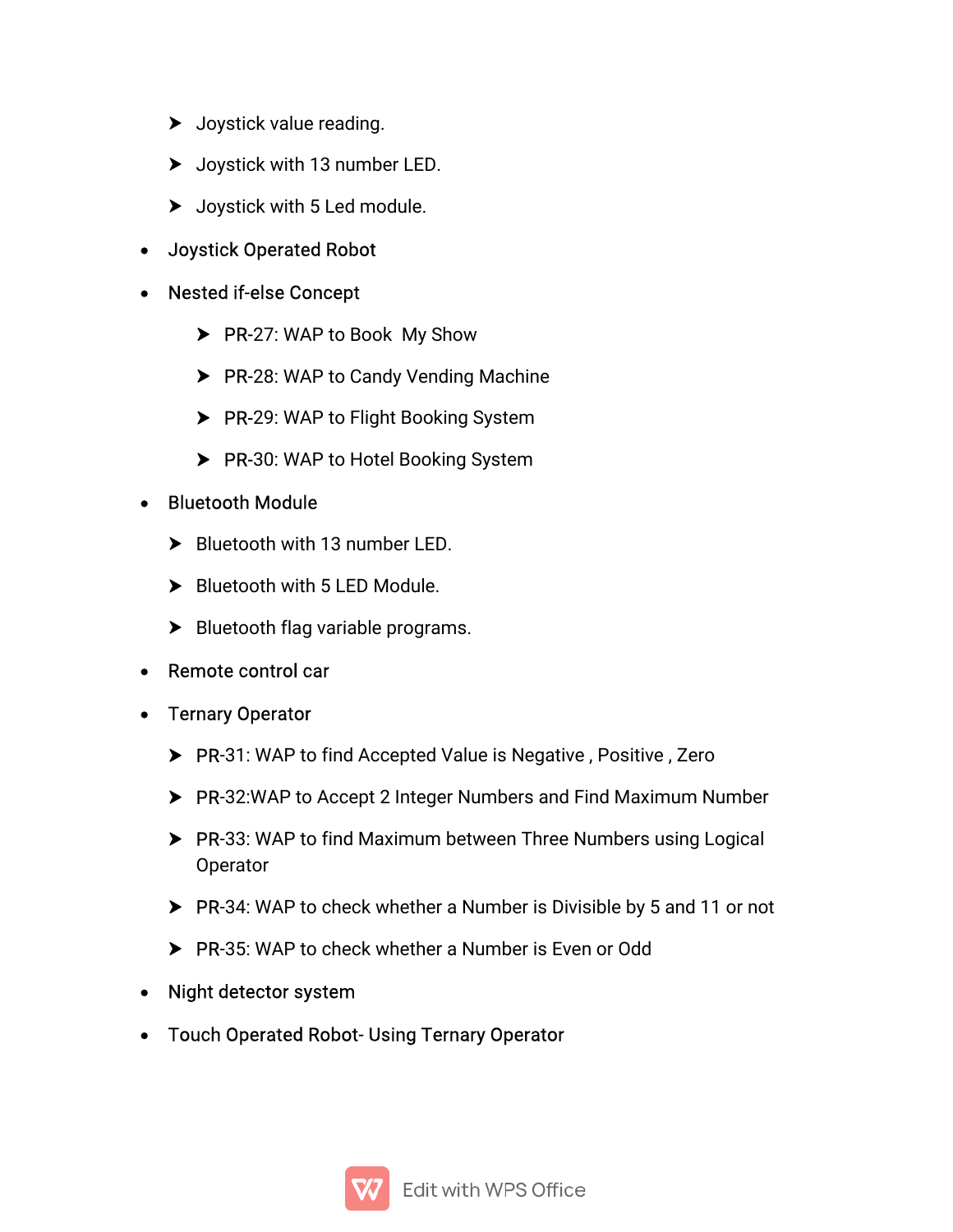- Joystick value reading.
  - Joystick with 13 number LED.
  - Joystick with 5 Led module.
- Joystick Operated Robot
- Nested if-else Concept
  - PR-27: WAP to Book  My Show
  - PR-28: WAP to Candy Vending Machine
  - PR-29: WAP to Flight Booking System
  - PR-30: WAP to Hotel Booking System
- Bluetooth Module
  - Bluetooth with 13 number LED.
  - Bluetooth with 5 LED Module.
  - Bluetooth flag variable programs.
- Remote control car
- Ternary Operator
  - PR-31: WAP to find Accepted Value is Negative , Positive , Zero
  - PR-32:WAP to Accept 2 Integer Numbers and Find Maximum Number
  - PR-33: WAP to find Maximum between Three Numbers using Logical Operator
  - PR-34: WAP to check whether a Number is Divisible by 5 and 11 or not
  - PR-35: WAP to check whether a Number is Even or Odd
- Night detector system
- Touch Operated Robot- Using Ternary Operator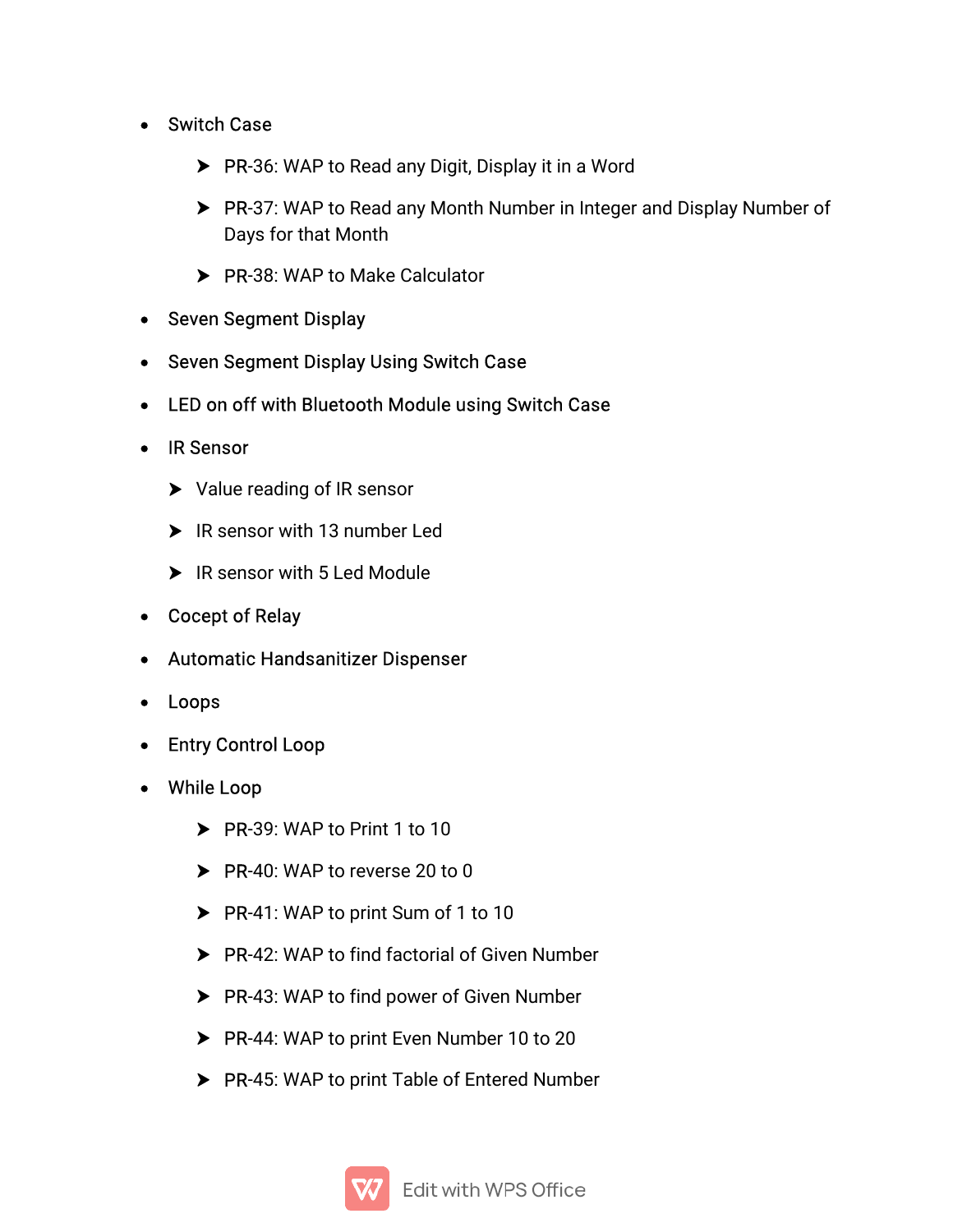- Switch Case
    - PR-36: WAP to Read any Digit, Display it in a Word
    - PR-37: WAP to Read any Month Number in Integer and Display Number of Days for that Month
    - PR-38: WAP to Make Calculator
- Seven Segment Display
- Seven Segment Display Using Switch Case
- LED on off with Bluetooth Module using Switch Case
- IR Sensor
    - Value reading of IR sensor
    - IR sensor with 13 number Led
    - IR sensor with 5 Led Module
- Cocept of Relay
- Automatic Handsanitizer Dispenser
- Loops
- Entry Control Loop
- While Loop
    - PR-39: WAP to Print 1 to 10
    - PR-40: WAP to reverse 20 to 0
    - PR-41: WAP to print Sum of 1 to 10
    - PR-42: WAP to find factorial of Given Number
    - PR-43: WAP to find power of Given Number
    - PR-44: WAP to print Even Number 10 to 20
    - PR-45: WAP to print Table of Entered Number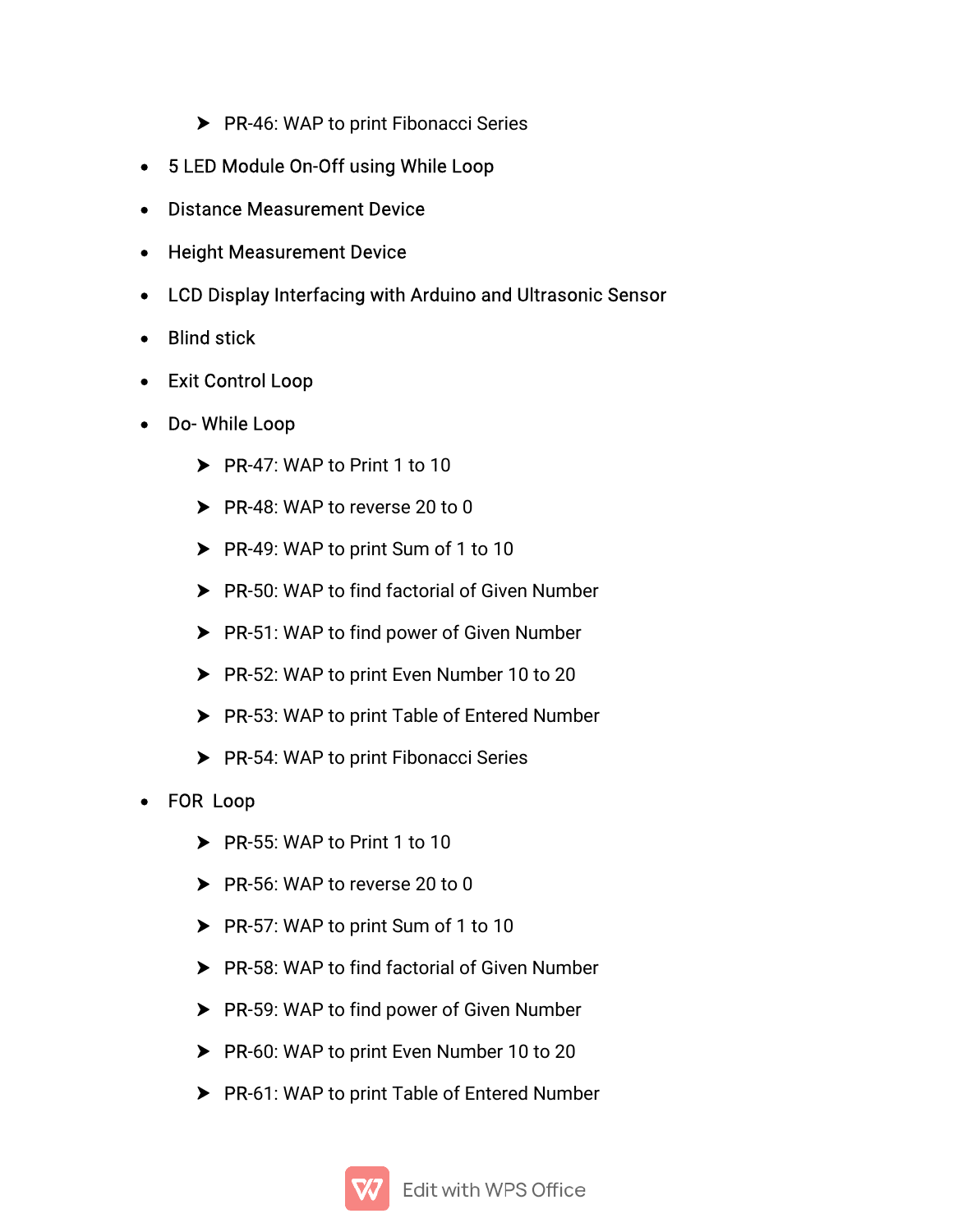- PR-46: WAP to print Fibonacci Series

- 5 LED Module On-Off using While Loop
- Distance Measurement Device
- Height Measurement Device
- LCD Display Interfacing with Arduino and Ultrasonic Sensor
- Blind stick
- Exit Control Loop
- Do- While Loop
    - PR-47: WAP to Print 1 to 10
    - PR-48: WAP to reverse 20 to 0
    - PR-49: WAP to print Sum of 1 to 10
    - PR-50: WAP to find factorial of Given Number
    - PR-51: WAP to find power of Given Number
    - PR-52: WAP to print Even Number 10 to 20
    - PR-53: WAP to print Table of Entered Number
    - PR-54: WAP to print Fibonacci Series
- FOR Loop
    - PR-55: WAP to Print 1 to 10
    - PR-56: WAP to reverse 20 to 0
    - PR-57: WAP to print Sum of 1 to 10
    - PR-58: WAP to find factorial of Given Number
    - PR-59: WAP to find power of Given Number
    - PR-60: WAP to print Even Number 10 to 20
    - PR-61: WAP to print Table of Entered Number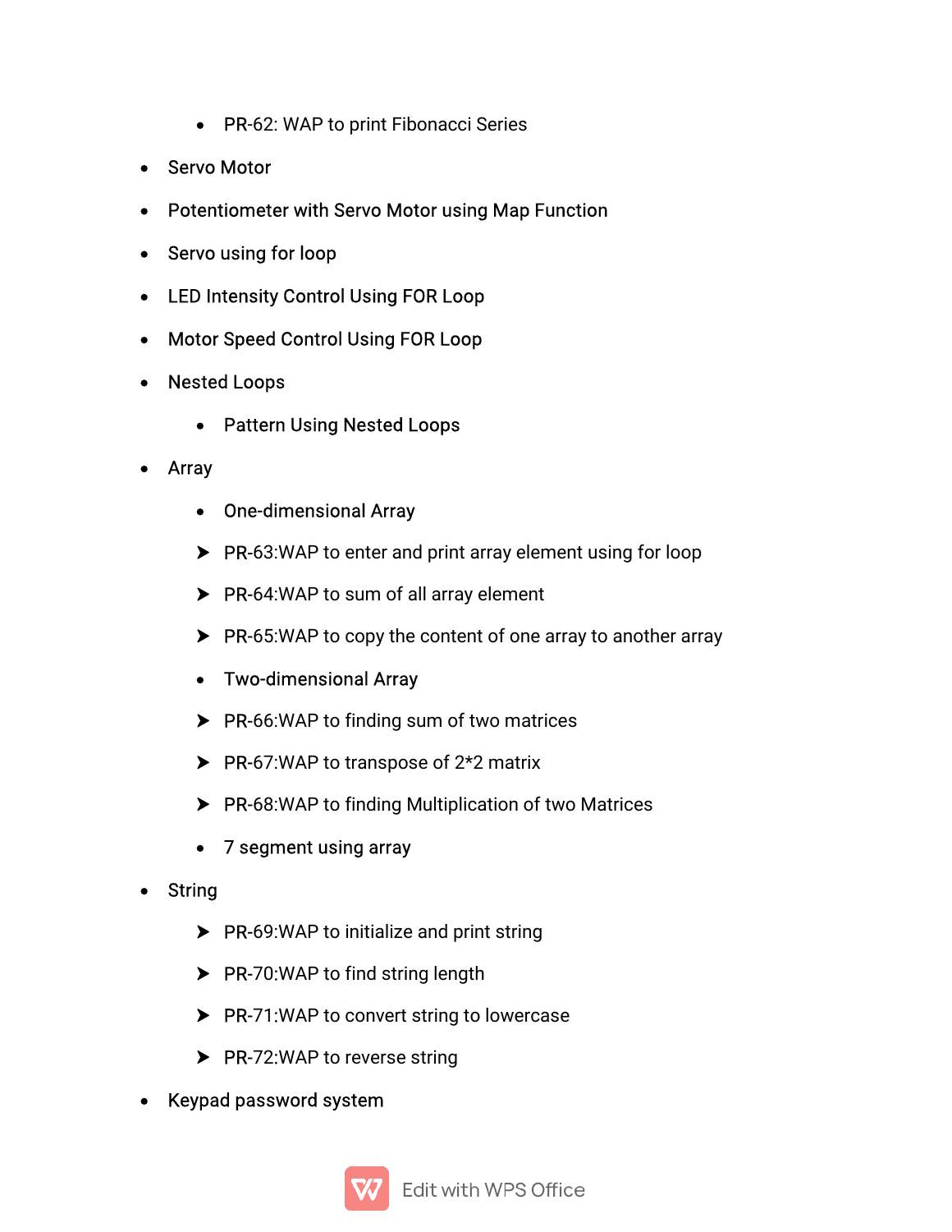- PR-62: WAP to print Fibonacci Series

- Servo Motor
- Potentiometer with Servo Motor using Map Function
- Servo using for loop
- LED Intensity Control Using FOR Loop
- Motor Speed Control Using FOR Loop
- Nested Loops
  - Pattern Using Nested Loops
- Array
  - One-dimensional Array
  - PR-63:WAP to enter and print array element using for loop
  - PR-64:WAP to sum of all array element
  - PR-65:WAP to copy the content of one array to another array
  - Two-dimensional Array
  - PR-66:WAP to finding sum of two matrices
  - PR-67:WAP to transpose of 2*2 matrix
  - PR-68:WAP to finding Multiplication of two Matrices
  - 7 segment using array
- String
  - PR-69:WAP to initialize and print string
  - PR-70:WAP to find string length
  - PR-71:WAP to convert string to lowercase
  - PR-72:WAP to reverse string
- Keypad password system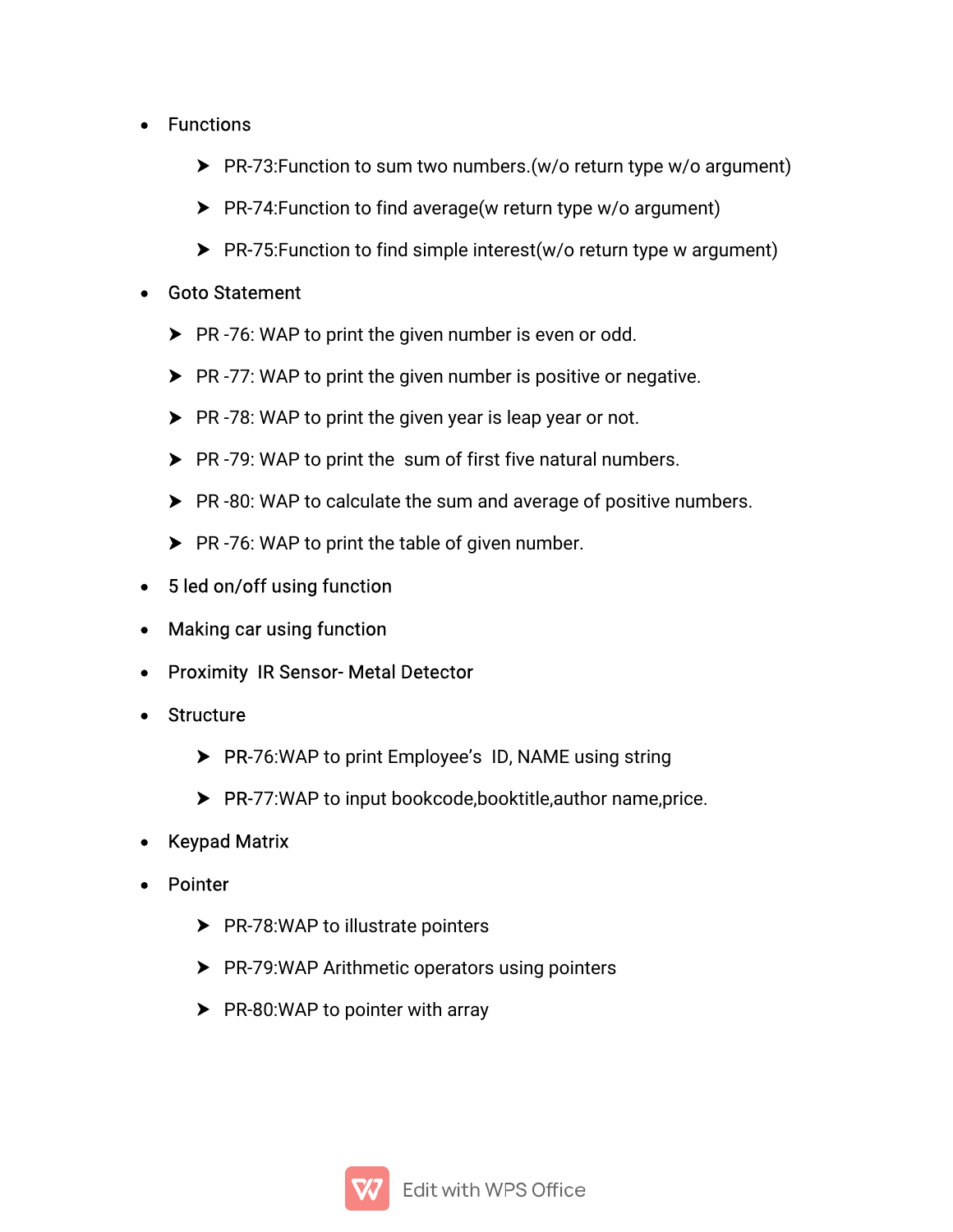- Functions
  - PR-73:Function to sum two numbers.(w/o return type w/o argument)
  - PR-74:Function to find average(w return type w/o argument)
  - PR-75:Function to find simple interest(w/o return type w argument)
- Goto Statement
  - PR -76: WAP to print the given number is even or odd.
  - PR -77: WAP to print the given number is positive or negative.
  - PR -78: WAP to print the given year is leap year or not.
  - PR -79: WAP to print the  sum of first five natural numbers.
  - PR -80: WAP to calculate the sum and average of positive numbers.
  - PR -76: WAP to print the table of given number.
- 5 led on/off using function
- Making car using function
- Proximity  IR Sensor- Metal Detector
- Structure
  - PR-76:WAP to print Employee's  ID, NAME using string
  - PR-77:WAP to input bookcode,booktitle,author name,price.
- Keypad Matrix
- Pointer
  - PR-78:WAP to illustrate pointers
  - PR-79:WAP Arithmetic operators using pointers
  - PR-80:WAP to pointer with array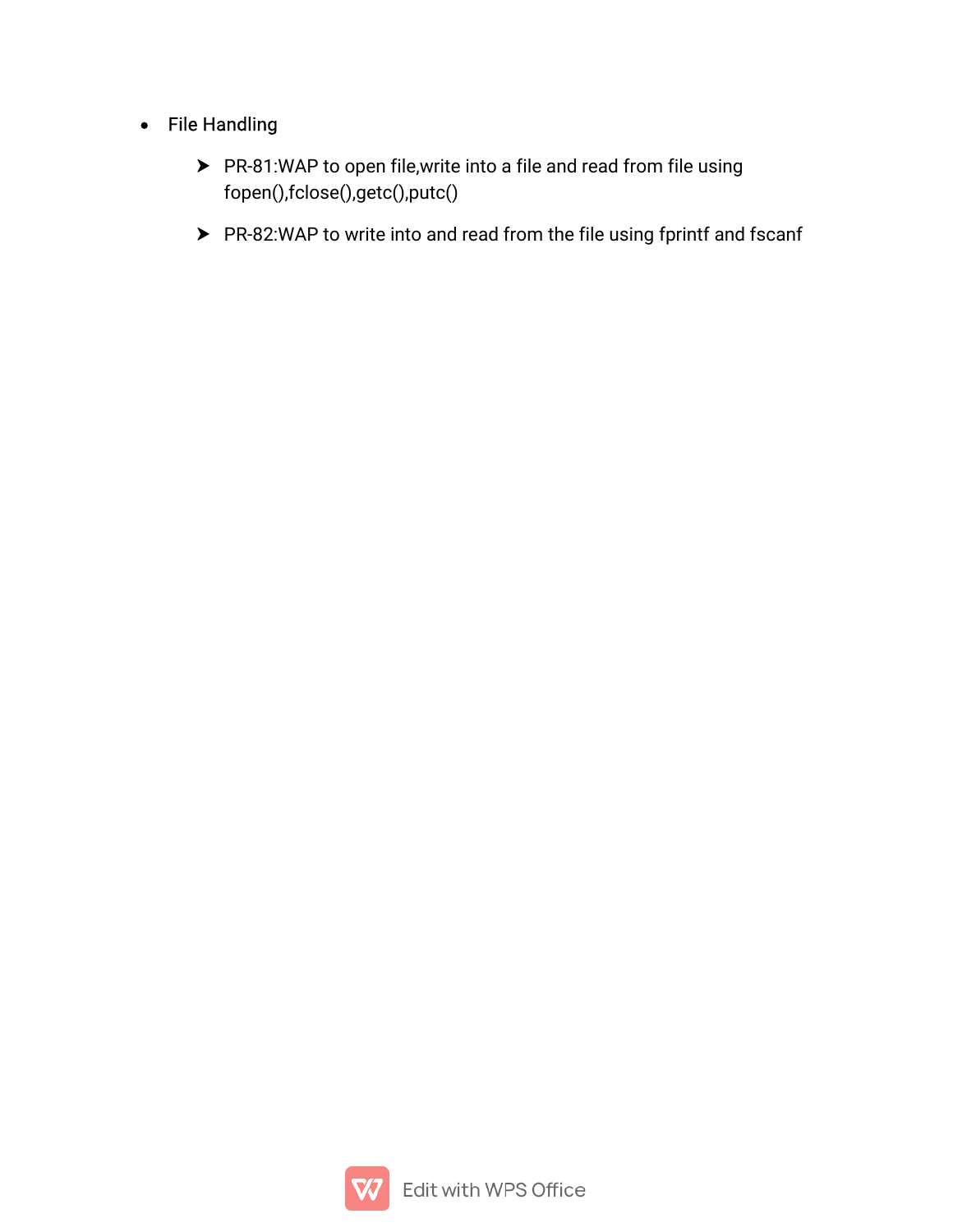- File Handling
    - PR-81:WAP to open file,write into a file and read from file using fopen(),fclose(),getc(),putc()
    - PR-82:WAP to write into and read from the file using fprintf and fscanf